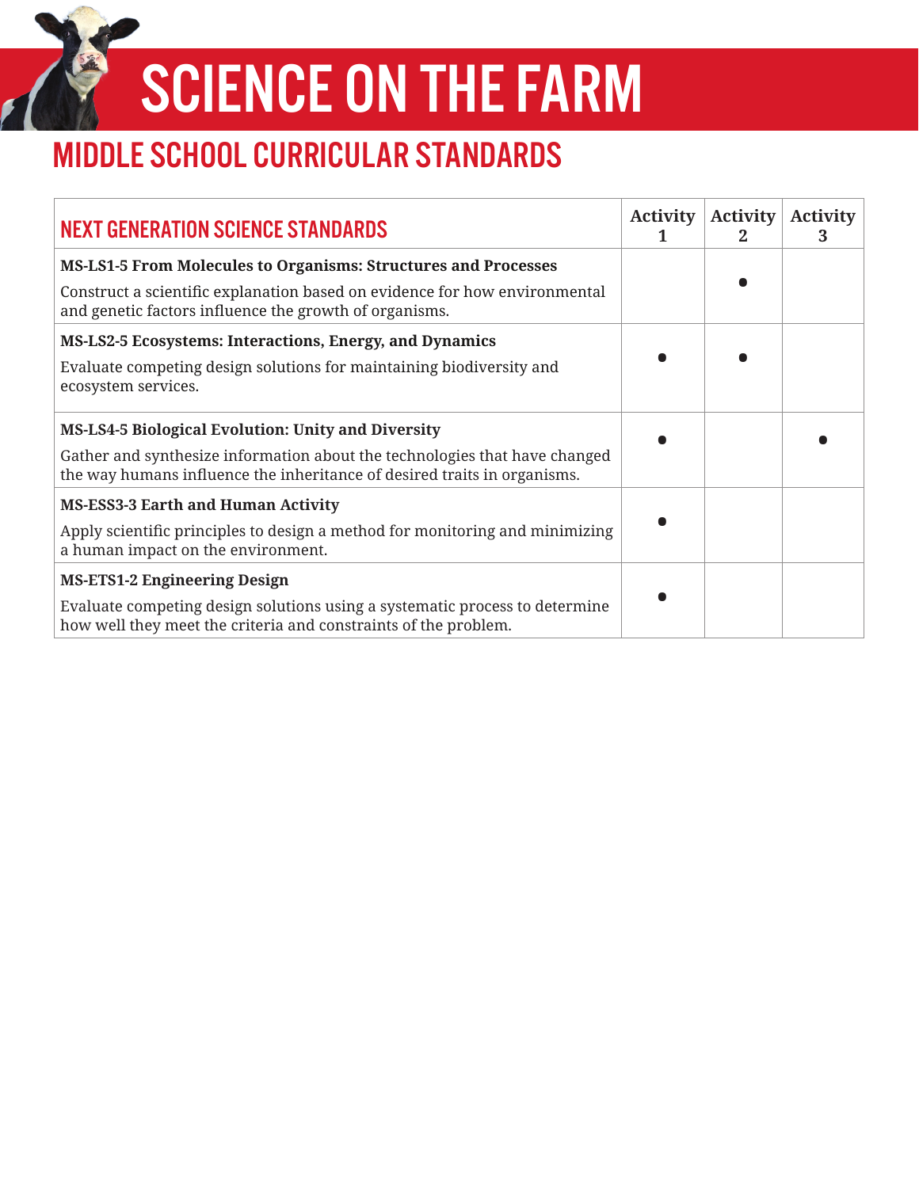# SCIENCE ON THE FARM

## MIDDLE SCHOOL CURRICULAR STANDARDS

| NEXT GENERATION SCIENCE STANDARDS | Activity 1 | Activity 2 | Activity 3 |
|---|---|---|---|
| **MS-LS1-5 From Molecules to Organisms: Structures and Processes**<br>Construct a scientific explanation based on evidence for how environmental and genetic factors influence the growth of organisms. | | ● | |
| **MS-LS2-5 Ecosystems: Interactions, Energy, and Dynamics**<br>Evaluate competing design solutions for maintaining biodiversity and ecosystem services. | ● | ● | |
| **MS-LS4-5 Biological Evolution: Unity and Diversity**<br>Gather and synthesize information about the technologies that have changed the way humans influence the inheritance of desired traits in organisms. | ● | | ● |
| **MS-ESS3-3 Earth and Human Activity**<br>Apply scientific principles to design a method for monitoring and minimizing a human impact on the environment. | ● | | |
| **MS-ETS1-2 Engineering Design**<br>Evaluate competing design solutions using a systematic process to determine how well they meet the criteria and constraints of the problem. | ● | | |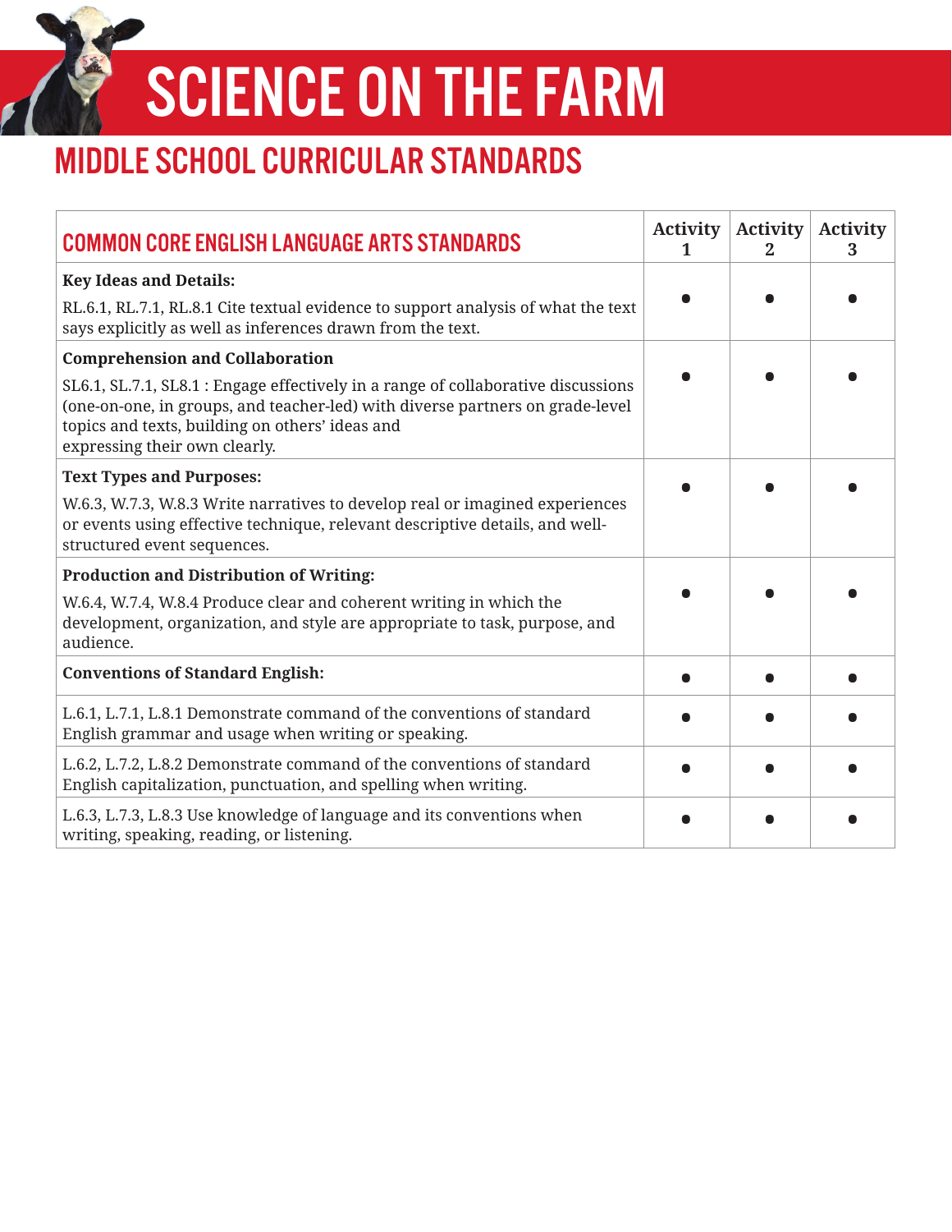# SCIENCE ON THE FARM

## MIDDLE SCHOOL CURRICULAR STANDARDS

| COMMON CORE ENGLISH LANGUAGE ARTS STANDARDS | Activity 1 | Activity 2 | Activity 3 |
|---|---|---|---|
| **Key Ideas and Details:** RL.6.1, RL.7.1, RL.8.1 Cite textual evidence to support analysis of what the text says explicitly as well as inferences drawn from the text. | ● | ● | ● |
| **Comprehension and Collaboration** SL6.1, SL.7.1, SL8.1 : Engage effectively in a range of collaborative discussions (one-on-one, in groups, and teacher-led) with diverse partners on grade-level topics and texts, building on others' ideas and expressing their own clearly. | ● | ● | ● |
| **Text Types and Purposes:** W.6.3, W.7.3, W.8.3 Write narratives to develop real or imagined experiences or events using effective technique, relevant descriptive details, and well-structured event sequences. | ● | ● | ● |
| **Production and Distribution of Writing:** W.6.4, W.7.4, W.8.4 Produce clear and coherent writing in which the development, organization, and style are appropriate to task, purpose, and audience. | ● | ● | ● |
| **Conventions of Standard English:** | ● | ● | ● |
| L.6.1, L.7.1, L.8.1 Demonstrate command of the conventions of standard English grammar and usage when writing or speaking. | ● | ● | ● |
| L.6.2, L.7.2, L.8.2 Demonstrate command of the conventions of standard English capitalization, punctuation, and spelling when writing. | ● | ● | ● |
| L.6.3, L.7.3, L.8.3 Use knowledge of language and its conventions when writing, speaking, reading, or listening. | ● | ● | ● |